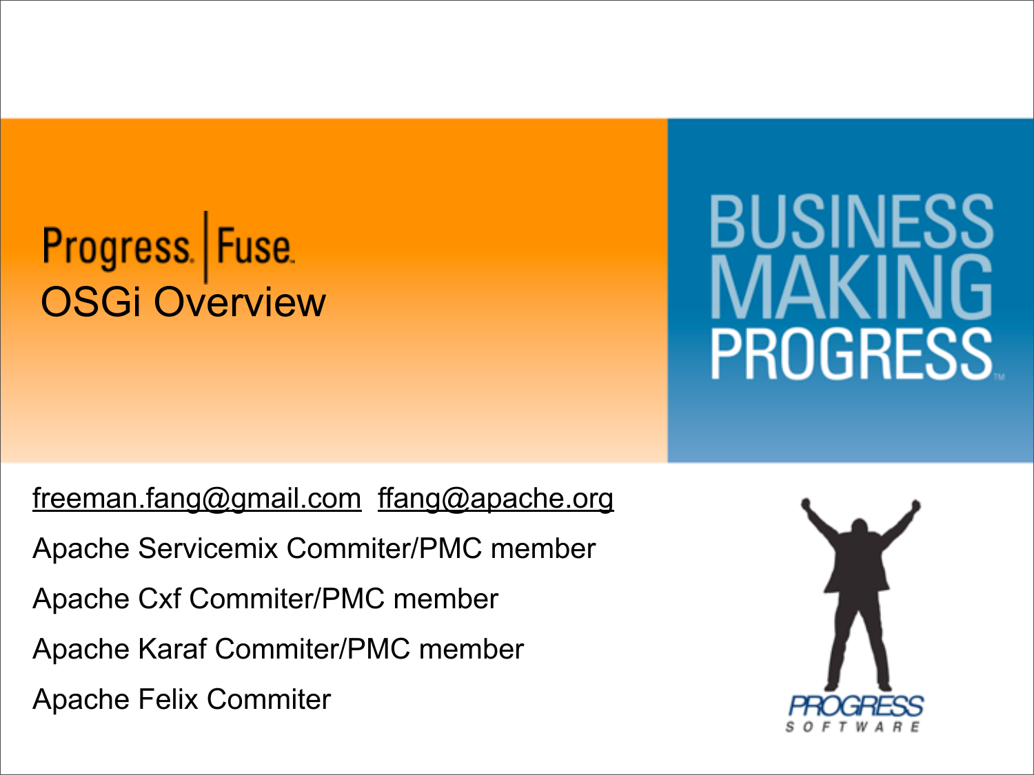# Progress | Fuse

## OSGi Overview

BUSINESS MAKING PROGRESS

freeman.fang@gmail.com  ffang@apache.org

Apache Servicemix Commiter/PMC member

Apache Cxf Commiter/PMC member

Apache Karaf Commiter/PMC member

Apache Felix Commiter

PROGRESS SOFTWARE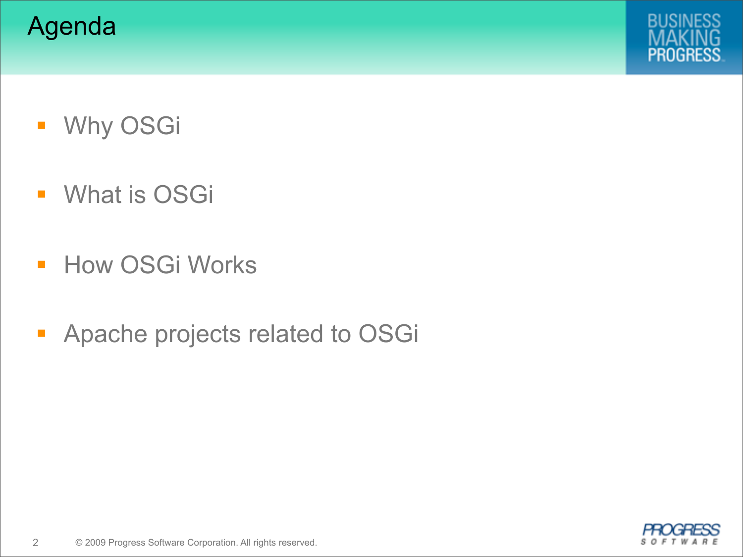# Agenda

- Why OSGi
- What is OSGi
- How OSGi Works
- Apache projects related to OSGi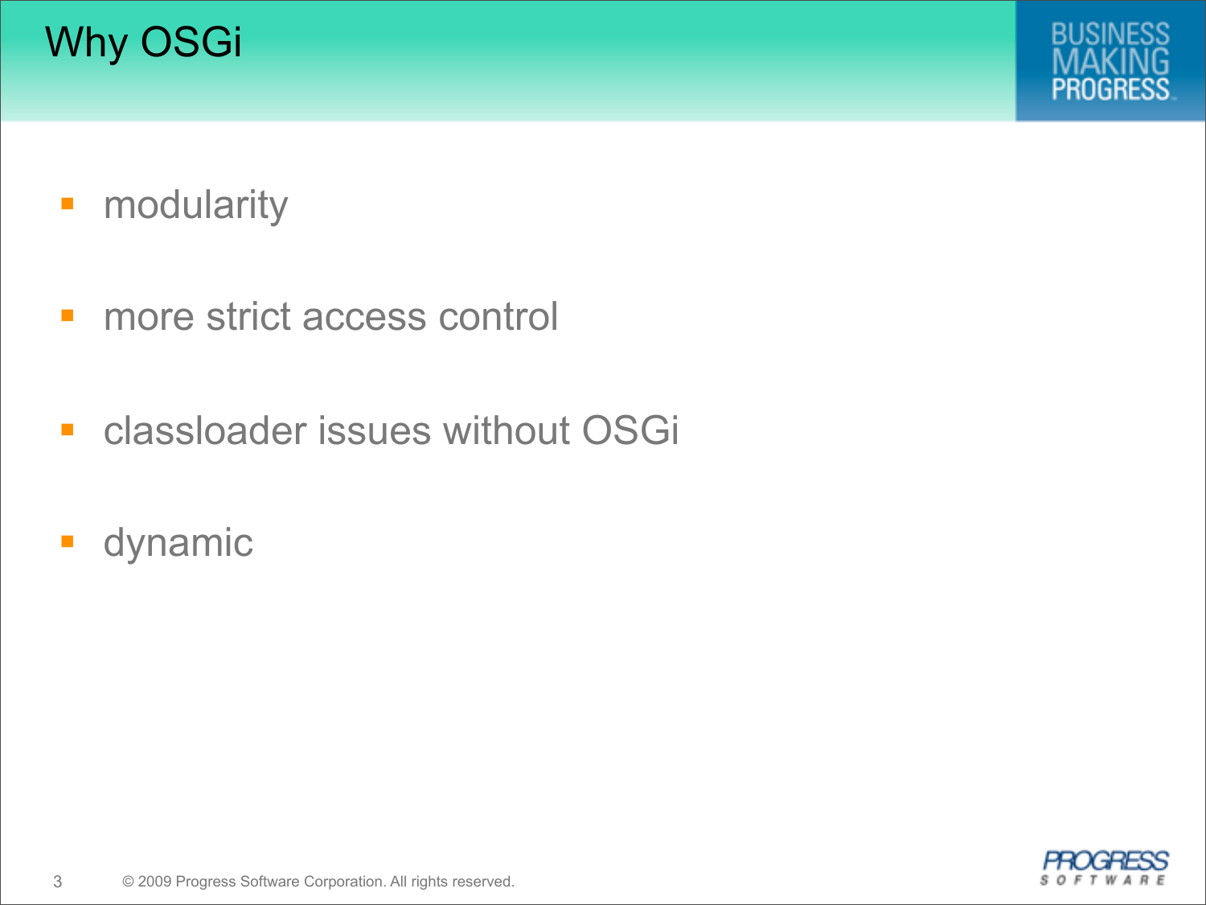# Why OSGi

- modularity
- more strict access control
- classloader issues without OSGi
- dynamic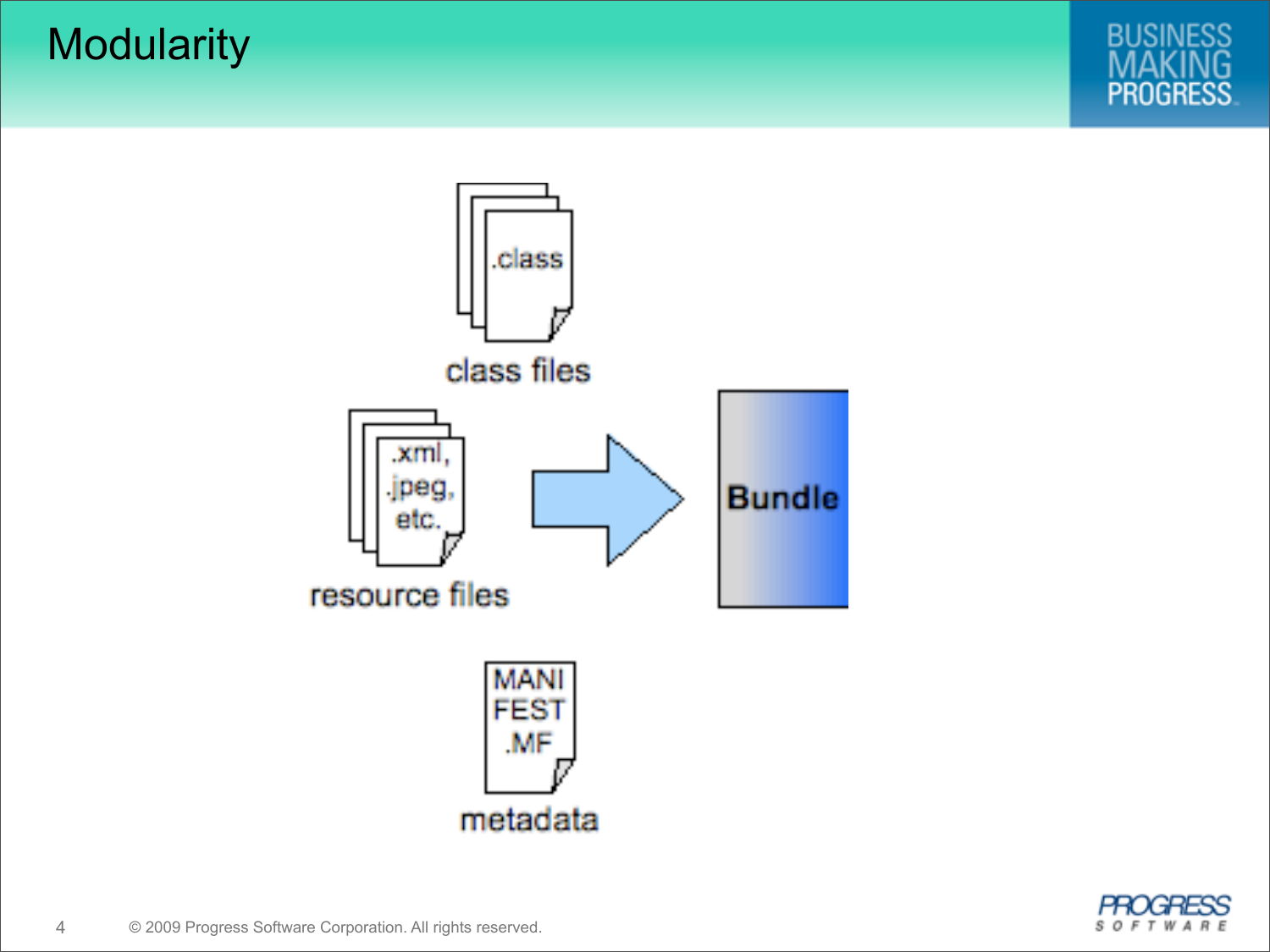# Modularity

.class

class files

.xml, .jpeg, etc.

resource files

Bundle

MANIFEST.MF

metadata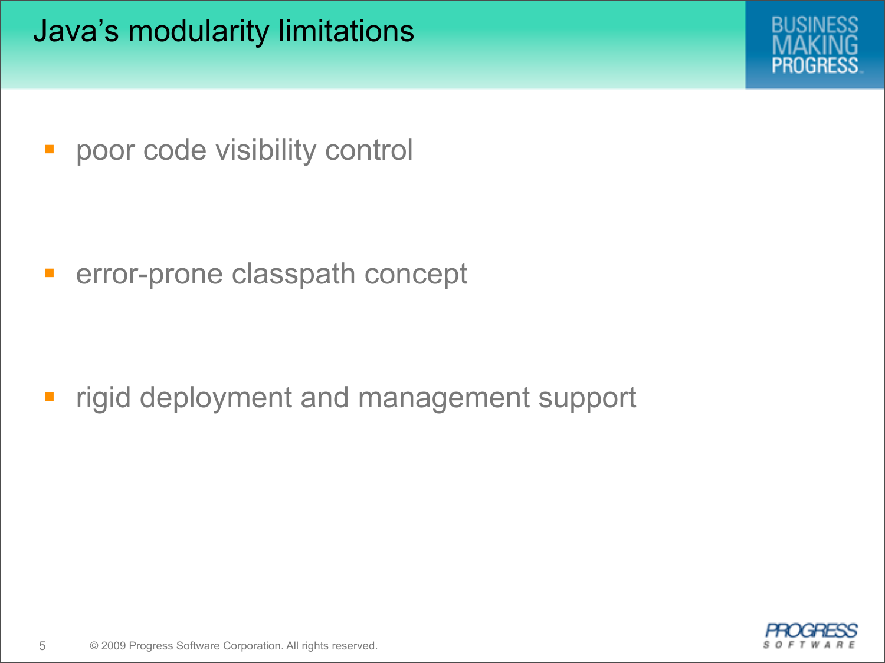# Java's modularity limitations

- poor code visibility control
- error-prone classpath concept
- rigid deployment and management support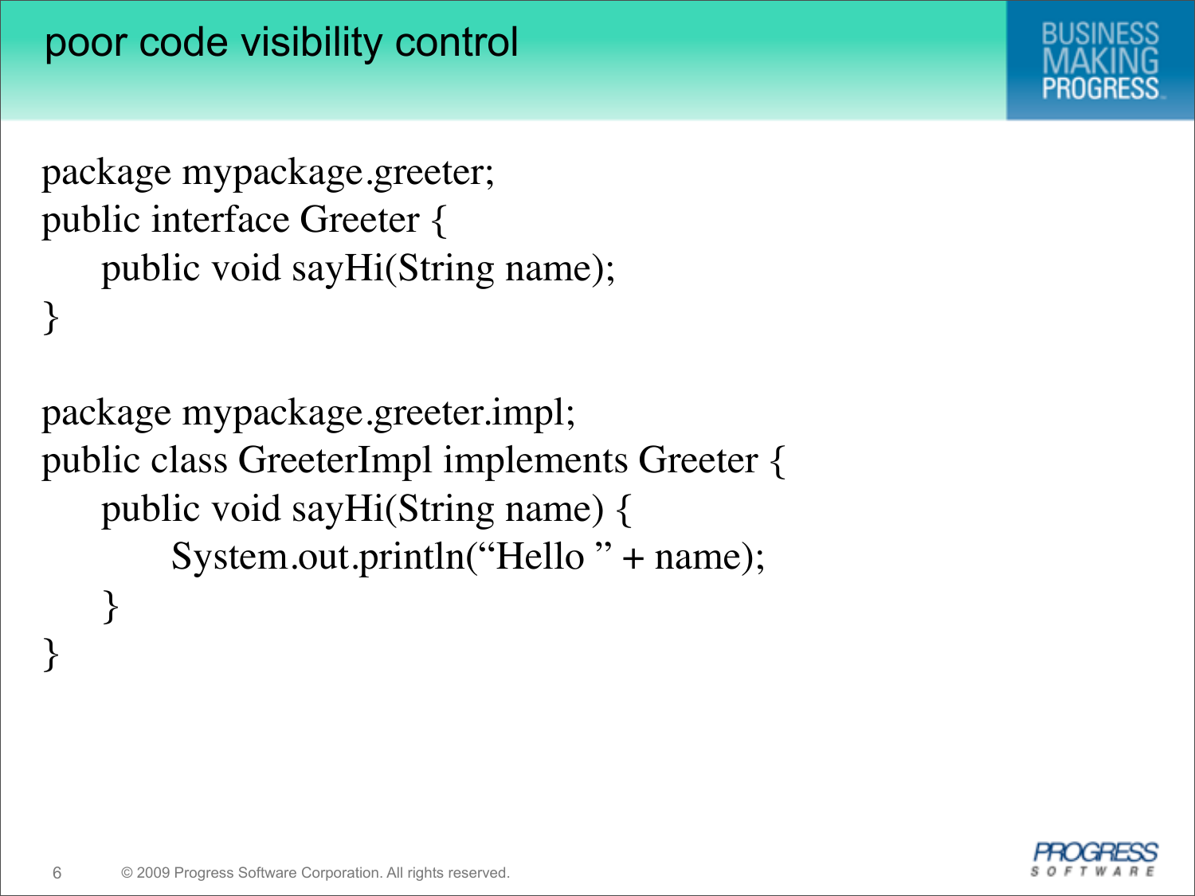# poor code visibility control

```
package mypackage.greeter;
public interface Greeter {
    public void sayHi(String name);
}

package mypackage.greeter.impl;
public class GreeterImpl implements Greeter {
    public void sayHi(String name) {
        System.out.println(“Hello ” + name);
    }
}
```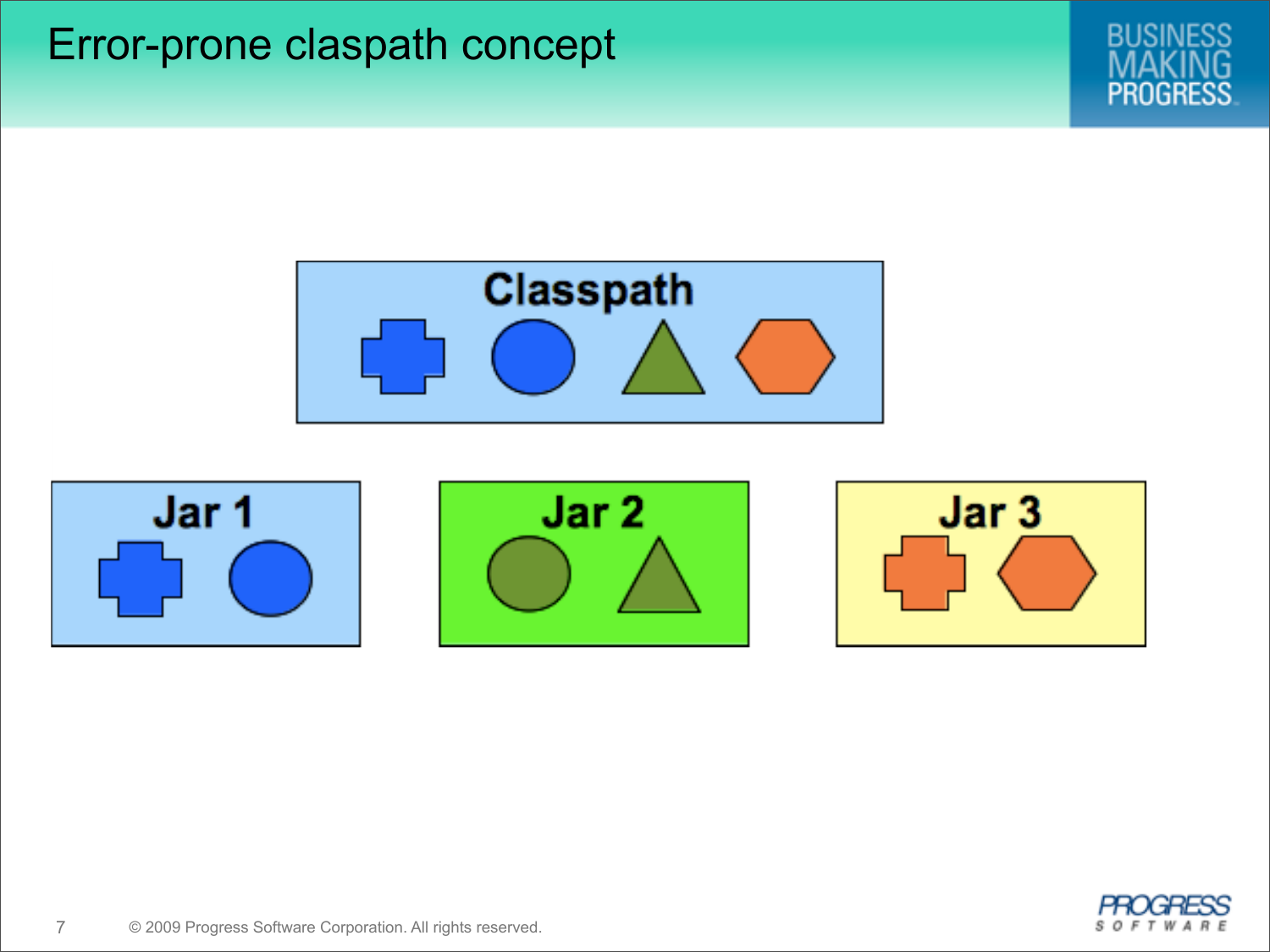# Error-prone claspath concept

Classpath

Jar 1

Jar 2

Jar 3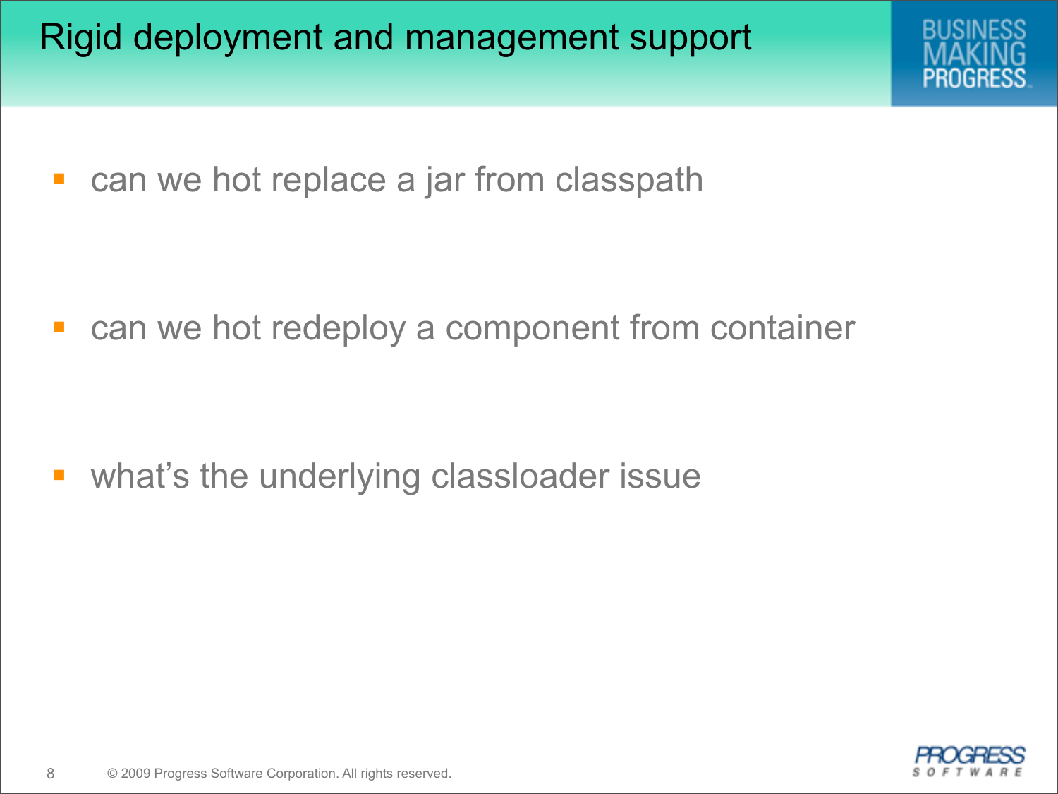# Rigid deployment and management support

- can we hot replace a jar from classpath
- can we hot redeploy a component from container
- what's the underlying classloader issue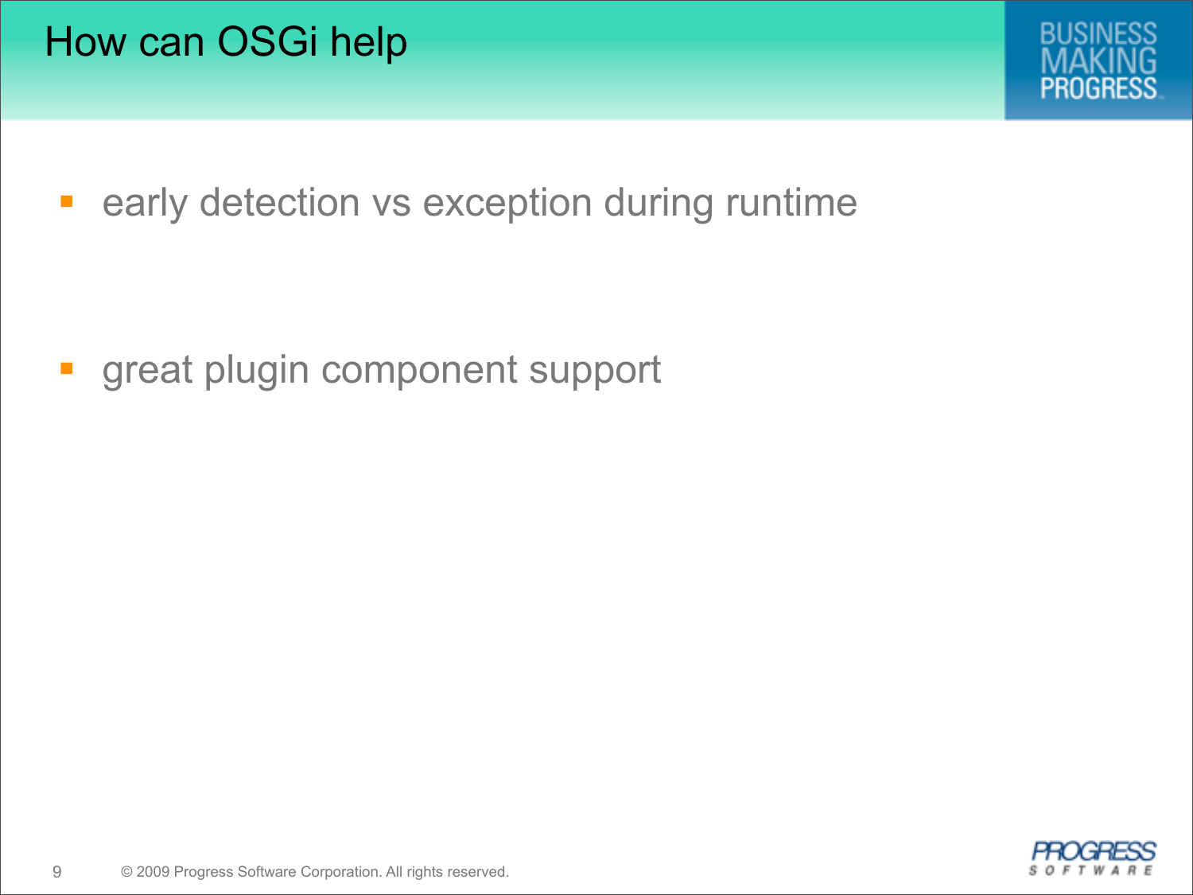# How can OSGi help

- early detection vs exception during runtime

- great plugin component support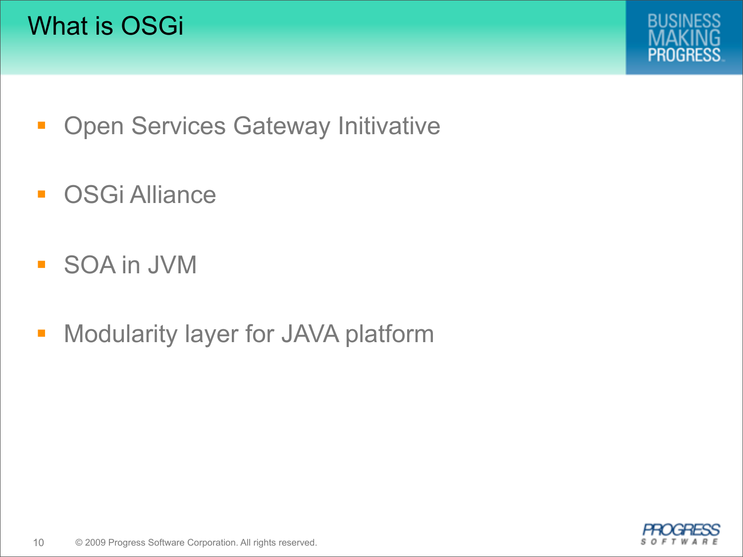# What is OSGi

- Open Services Gateway Initivative
- OSGi Alliance
- SOA in JVM
- Modularity layer for JAVA platform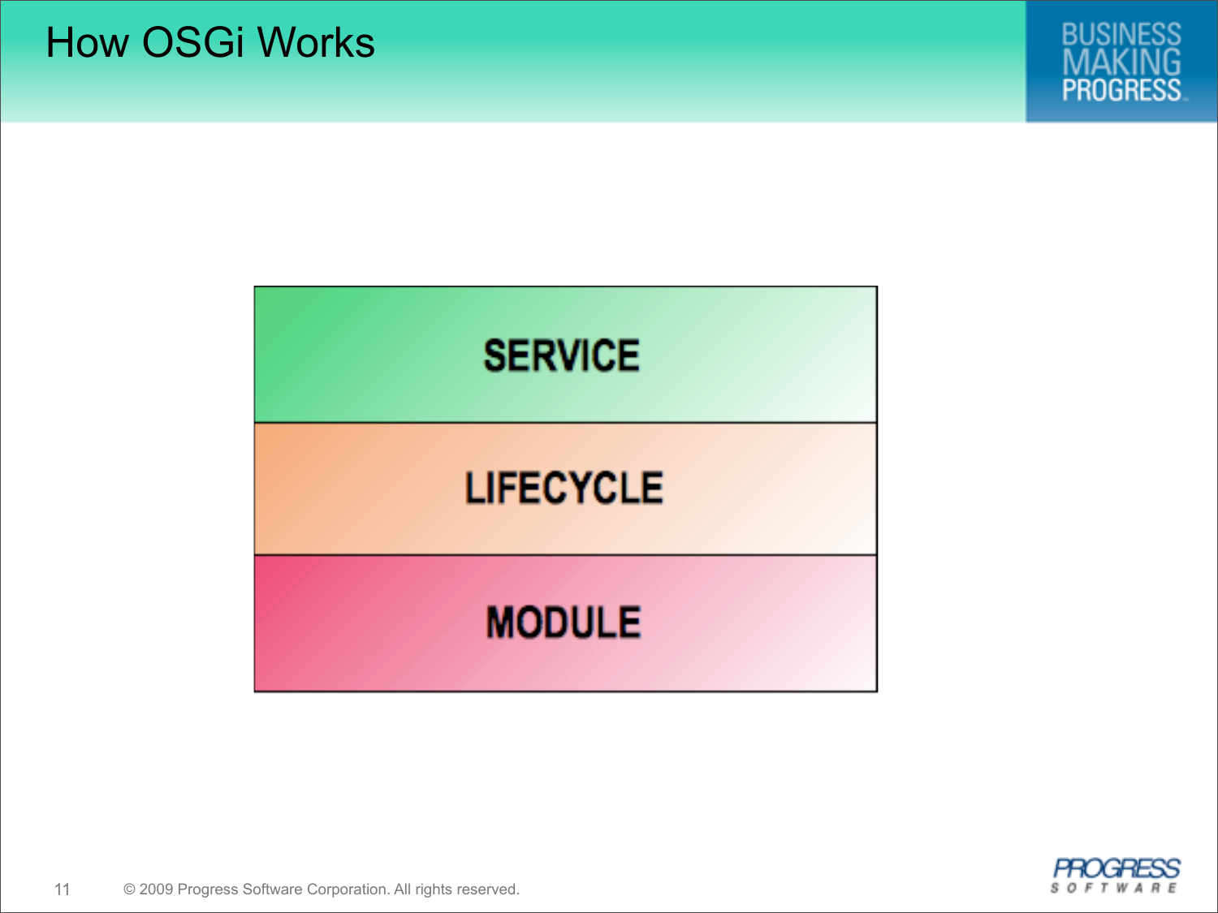# How OSGi Works

SERVICE

LIFECYCLE

MODULE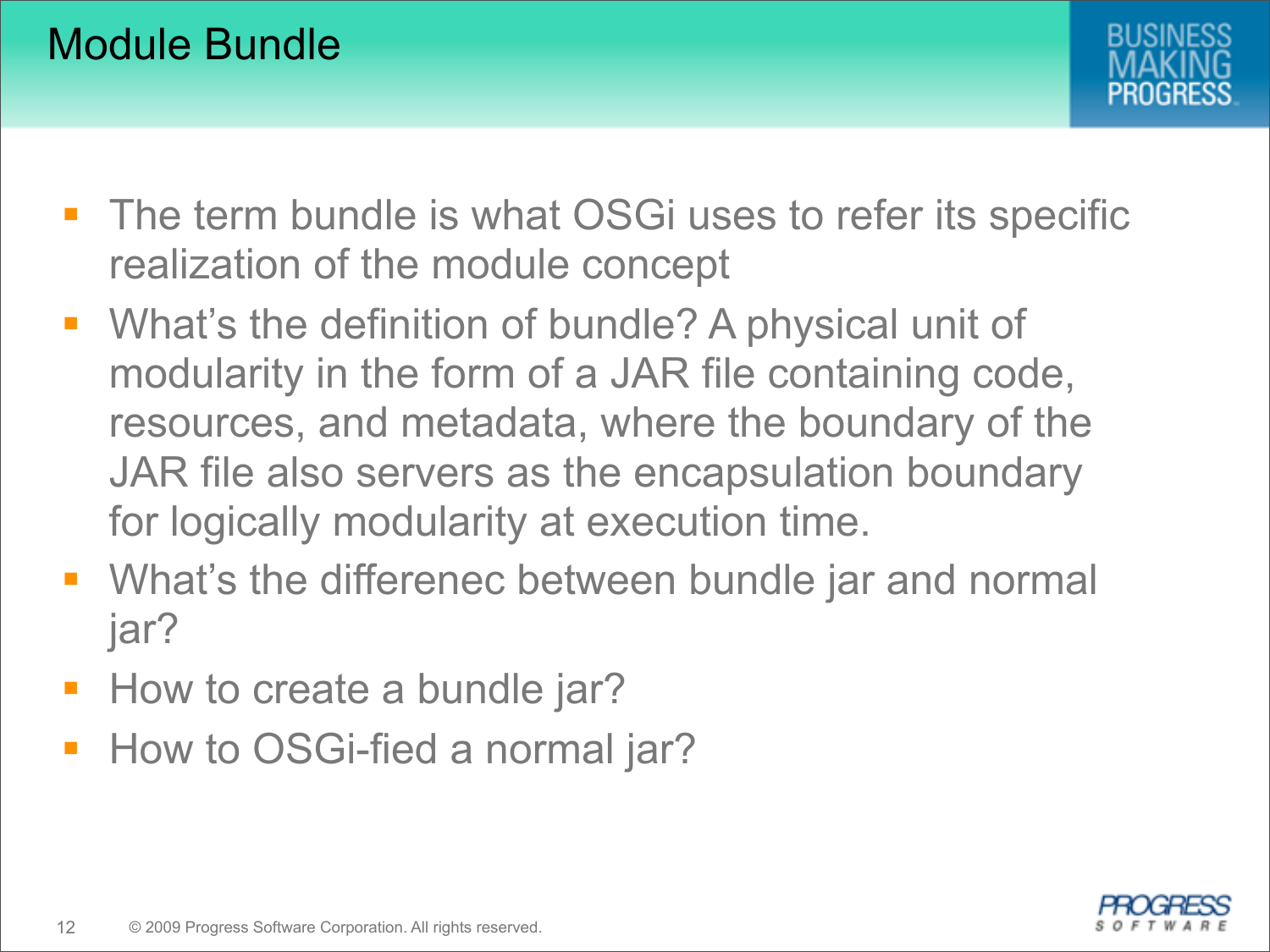# Module Bundle

- The term bundle is what OSGi uses to refer its specific realization of the module concept
- What's the definition of bundle? A physical unit of modularity in the form of a JAR file containing code, resources, and metadata, where the boundary of the JAR file also servers as the encapsulation boundary for logically modularity at execution time.
- What's the differenec between bundle jar and normal jar?
- How to create a bundle jar?
- How to OSGi-fied a normal jar?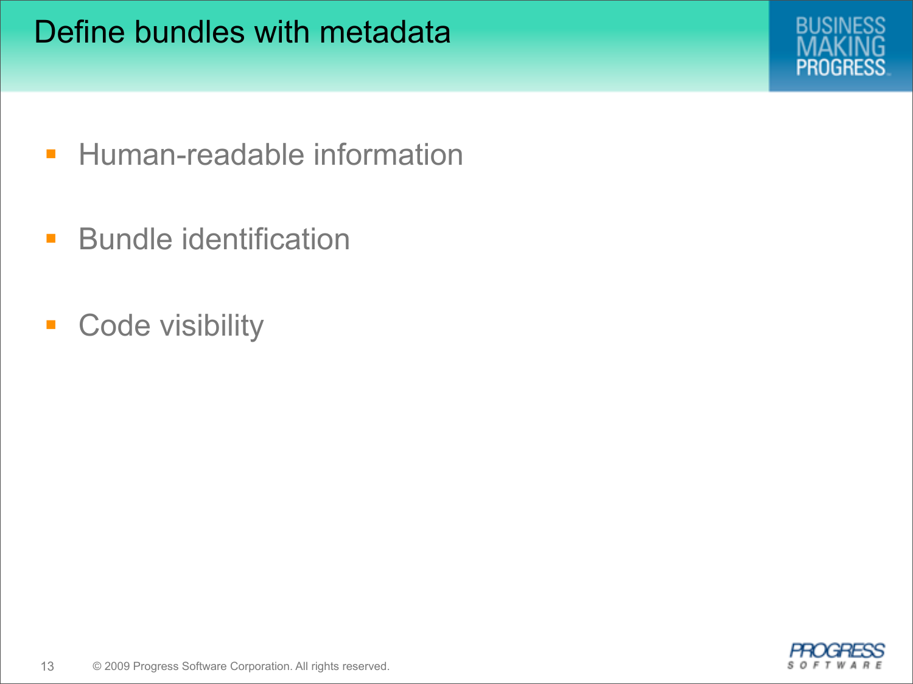# Define bundles with metadata

- Human-readable information
- Bundle identification
- Code visibility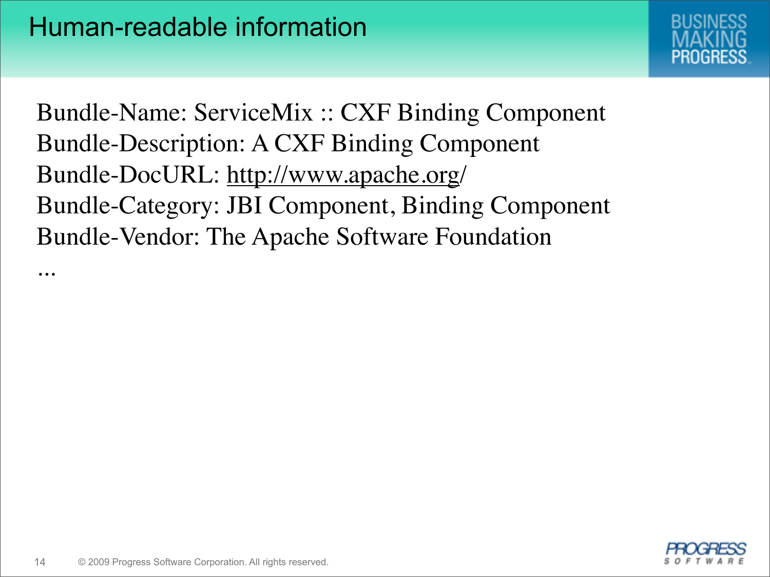# Human-readable information

Bundle-Name: ServiceMix :: CXF Binding Component
Bundle-Description: A CXF Binding Component
Bundle-DocURL: http://www.apache.org/
Bundle-Category: JBI Component, Binding Component
Bundle-Vendor: The Apache Software Foundation
...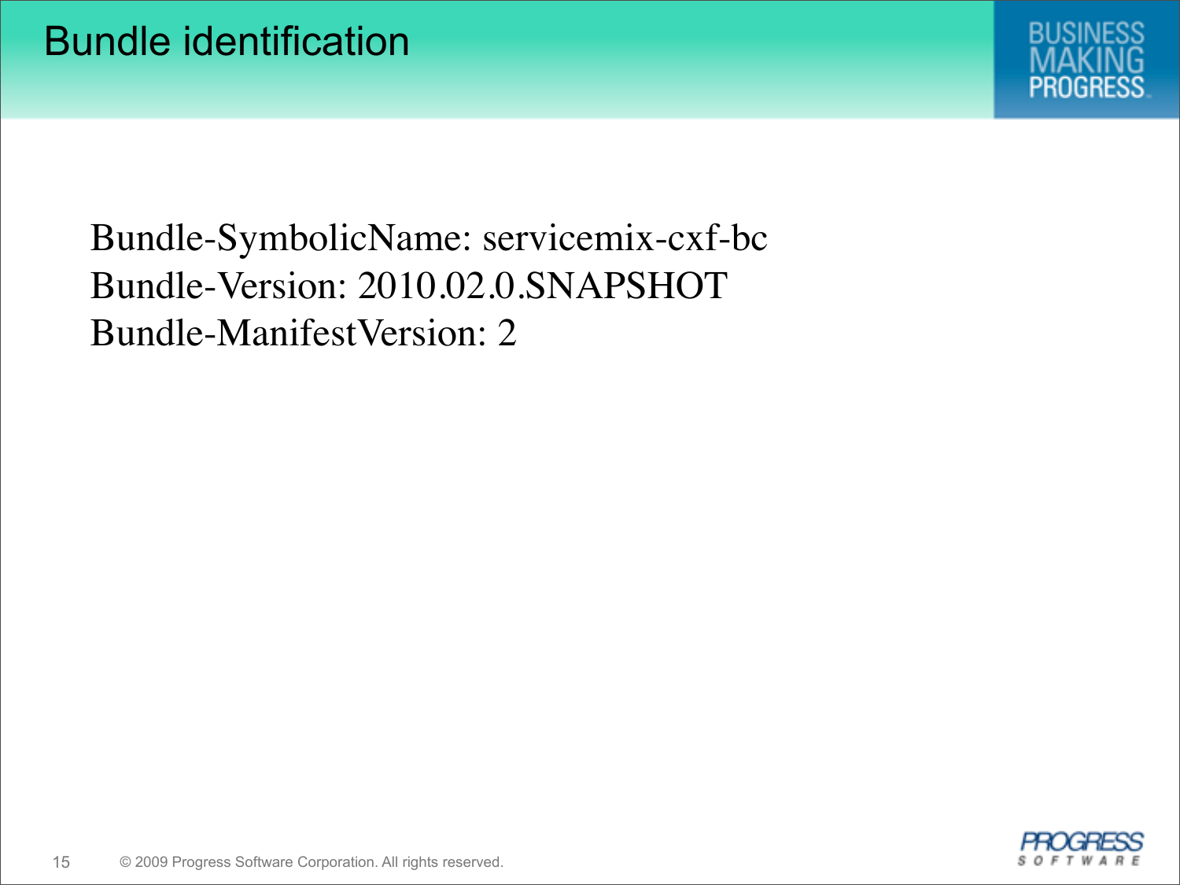# Bundle identification

Bundle-SymbolicName: servicemix-cxf-bc
Bundle-Version: 2010.02.0.SNAPSHOT
Bundle-ManifestVersion: 2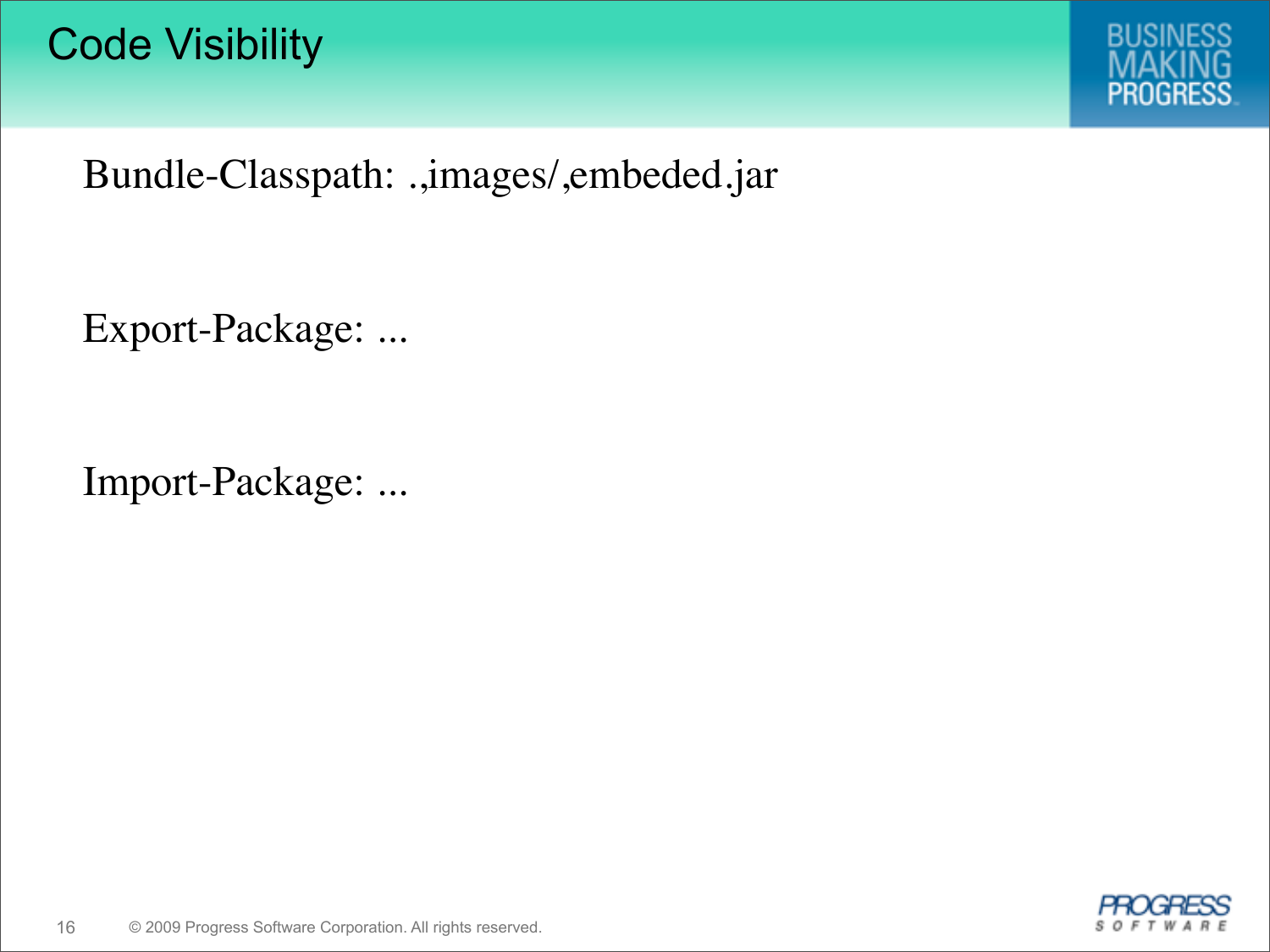# Code Visibility

Bundle-Classpath: .,images/,embeded.jar

Export-Package: ...

Import-Package: ...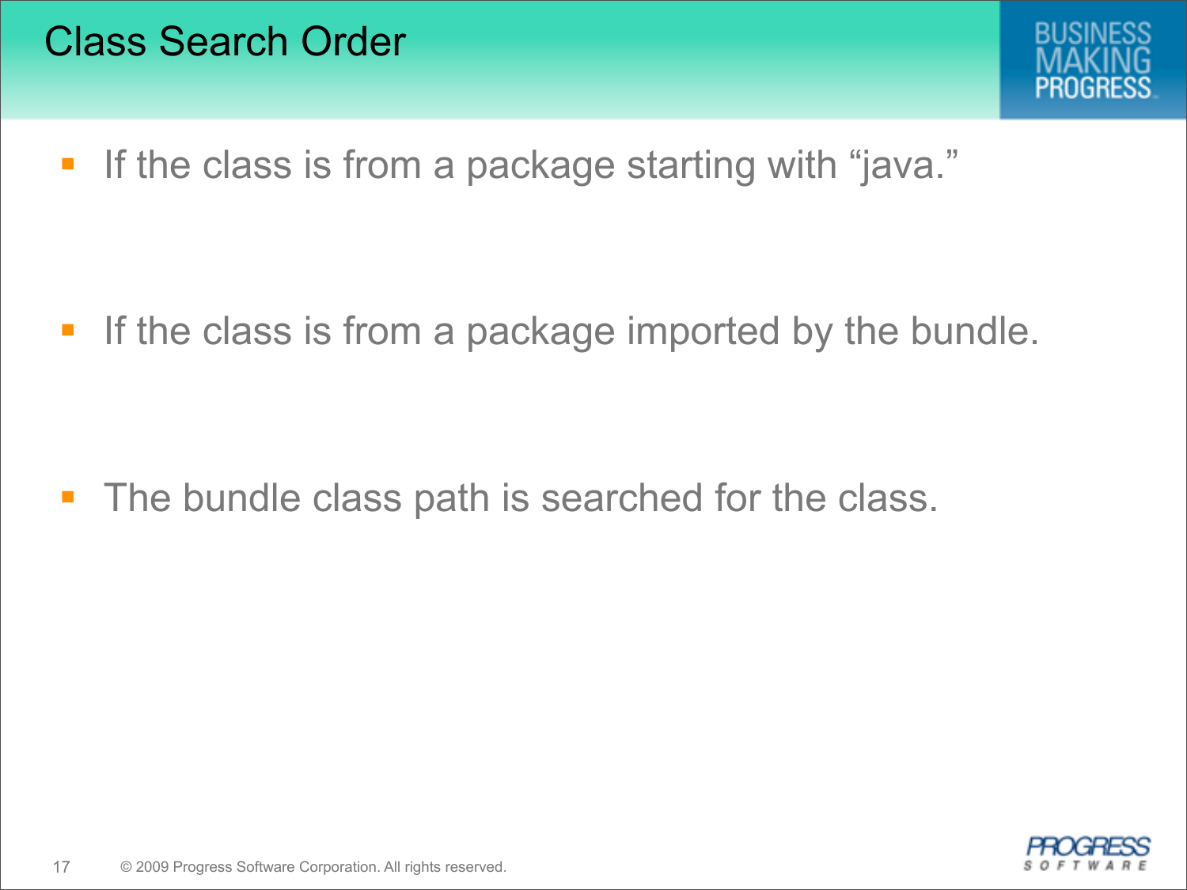# Class Search Order

- If the class is from a package starting with "java."

- If the class is from a package imported by the bundle.

- The bundle class path is searched for the class.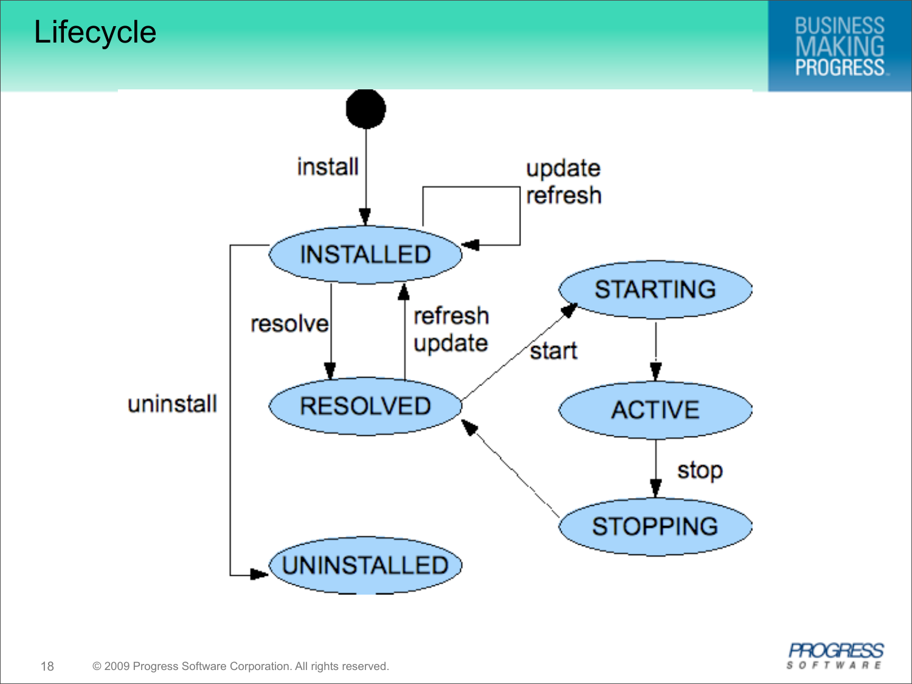# Lifecycle

install

update
refresh

INSTALLED

resolve

refresh
update

STARTING

start

RESOLVED

ACTIVE

uninstall

stop

STOPPING

UNINSTALLED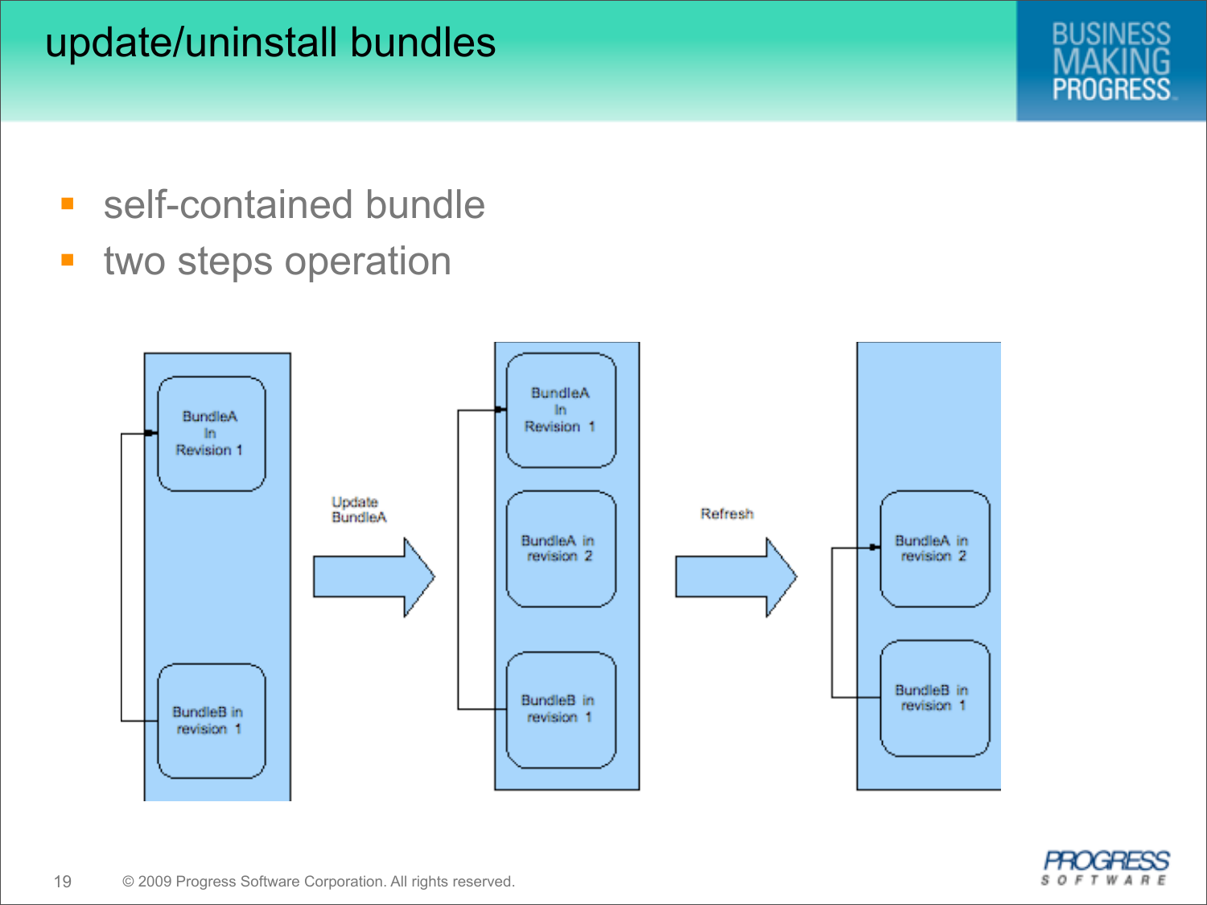# update/uninstall bundles

- self-contained bundle
- two steps operation

BundleA In Revision 1

BundleB in revision 1

Update BundleA

BundleA In Revision 1

BundleA in revision 2

BundleB in revision 1

Refresh

BundleA in revision 2

BundleB in revision 1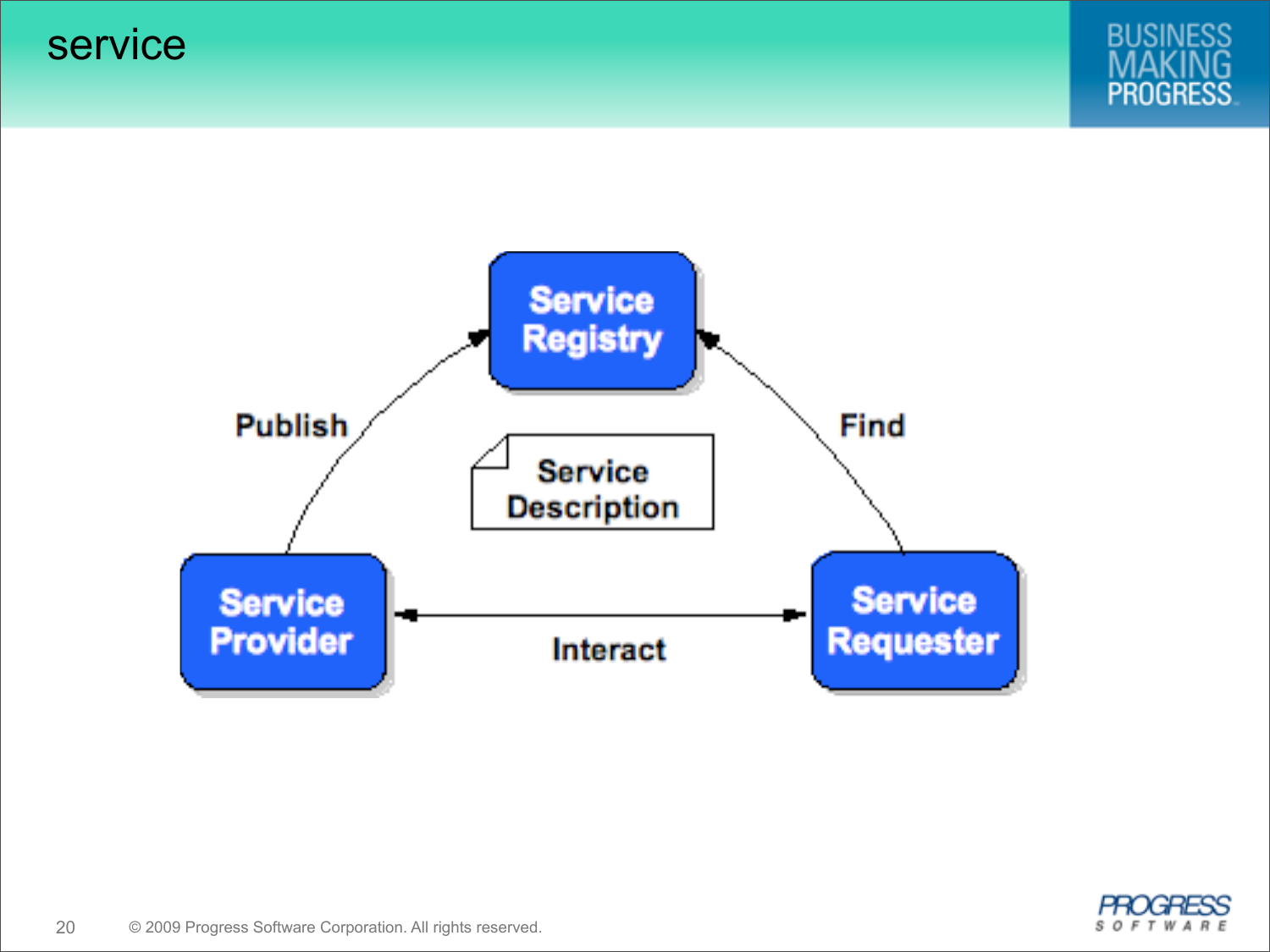# service

Service Registry

Publish

Find

Service Description

Service Provider

Interact

Service Requester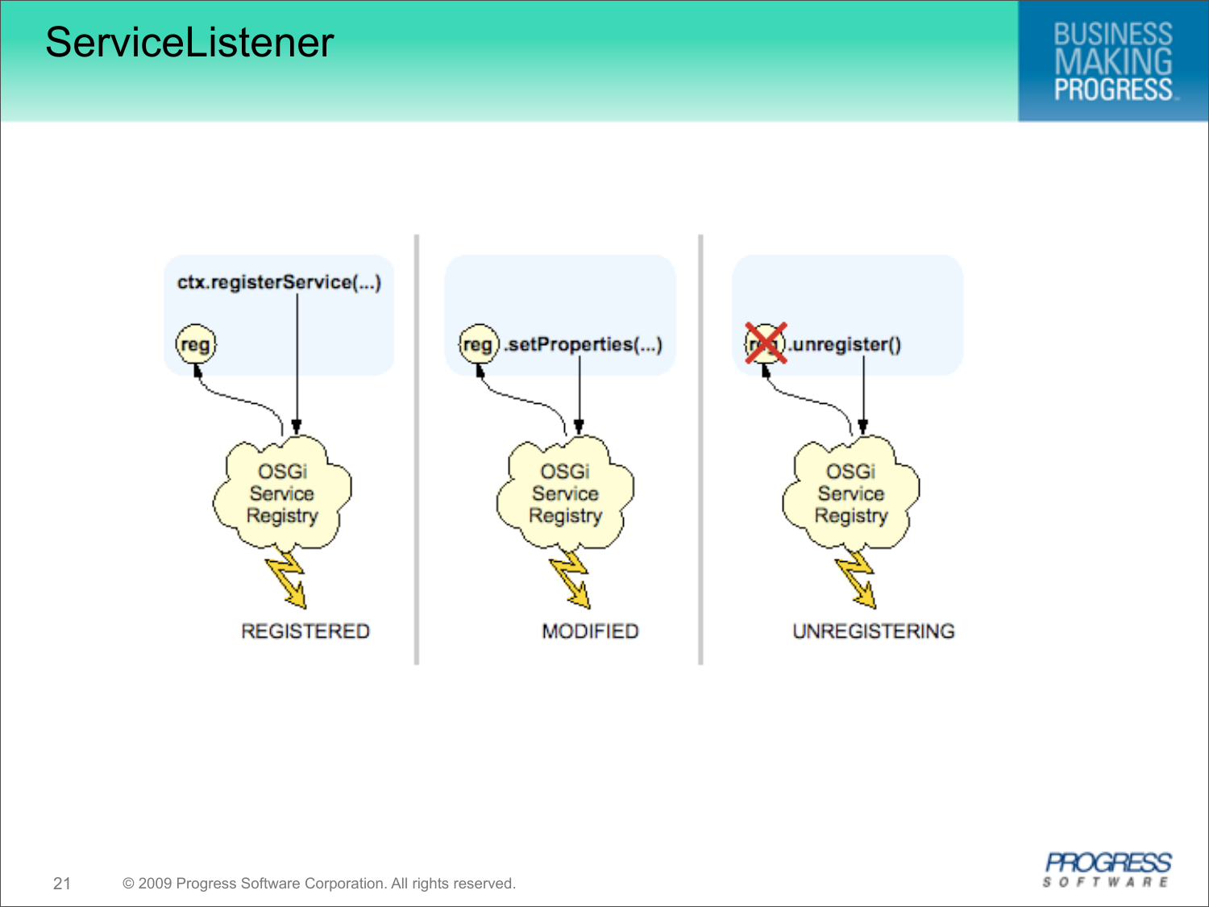# ServiceListener

ctx.registerService(...)

reg

OSGi Service Registry

REGISTERED

reg .setProperties(...)

OSGi Service Registry

MODIFIED

reg .unregister()

OSGi Service Registry

UNREGISTERING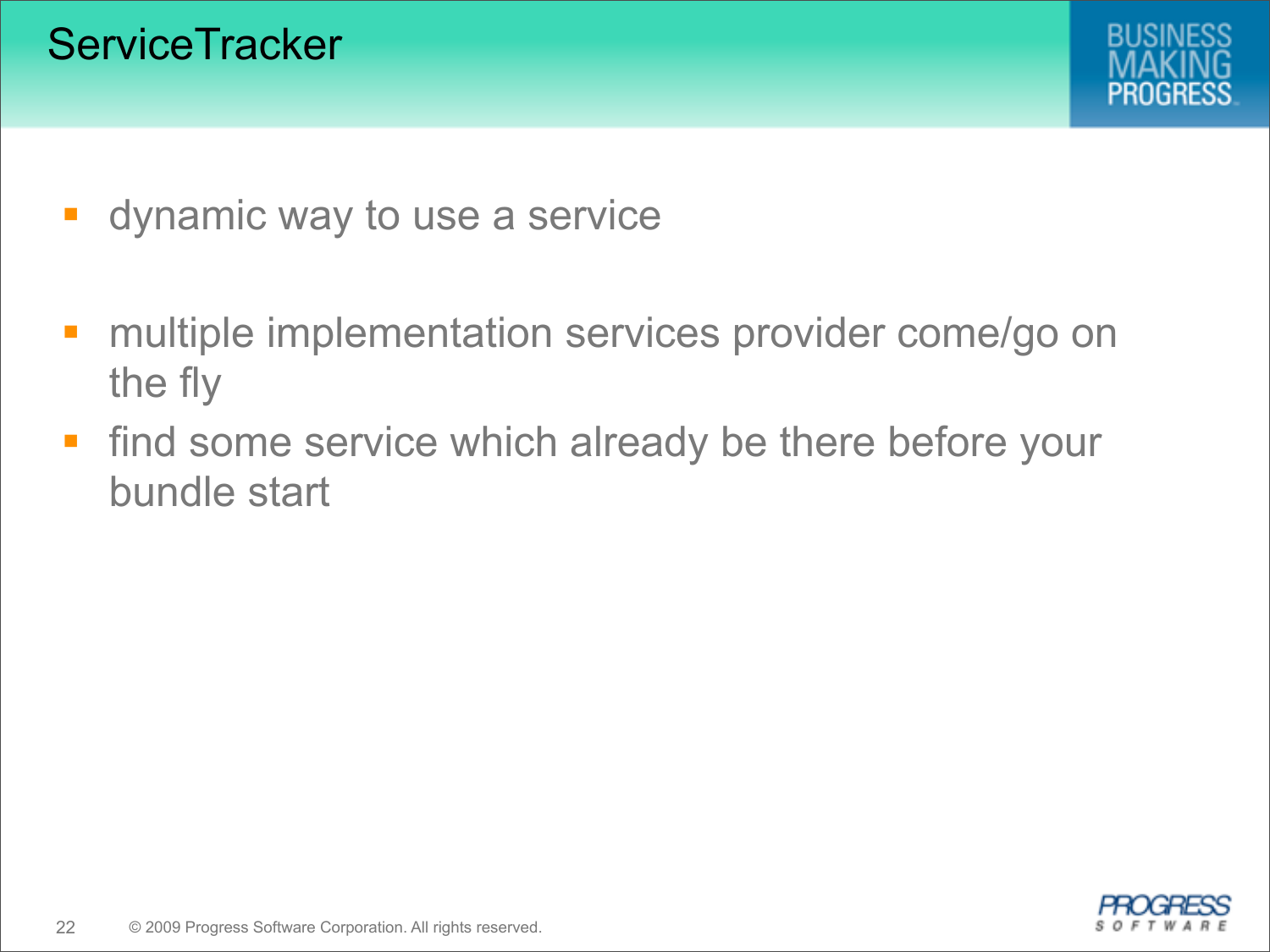# ServiceTracker

- dynamic way to use a service
- multiple implementation services provider come/go on the fly
- find some service which already be there before your bundle start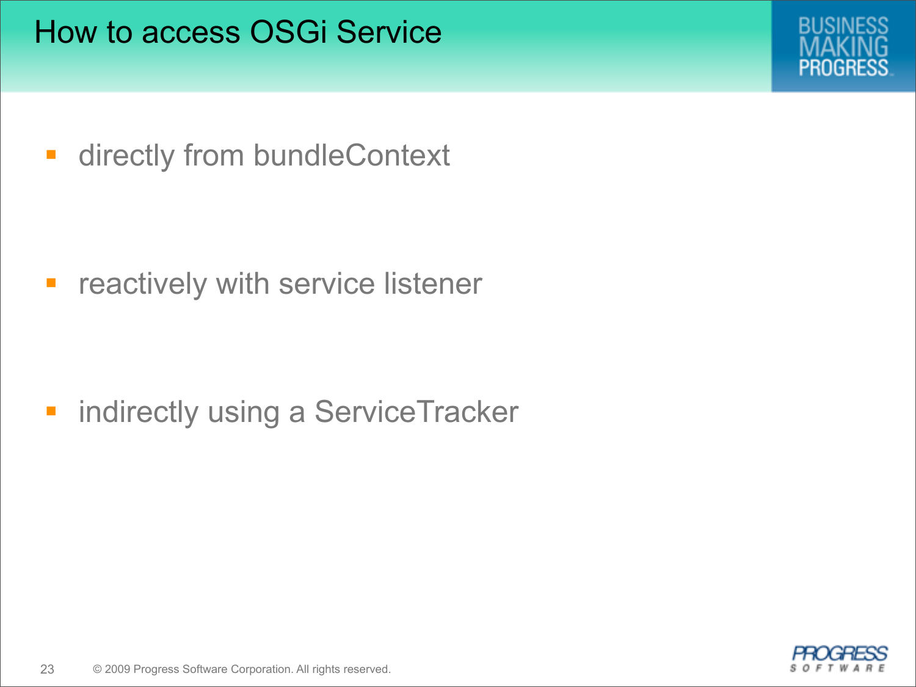# How to access OSGi Service

- directly from bundleContext
- reactively with service listener
- indirectly using a ServiceTracker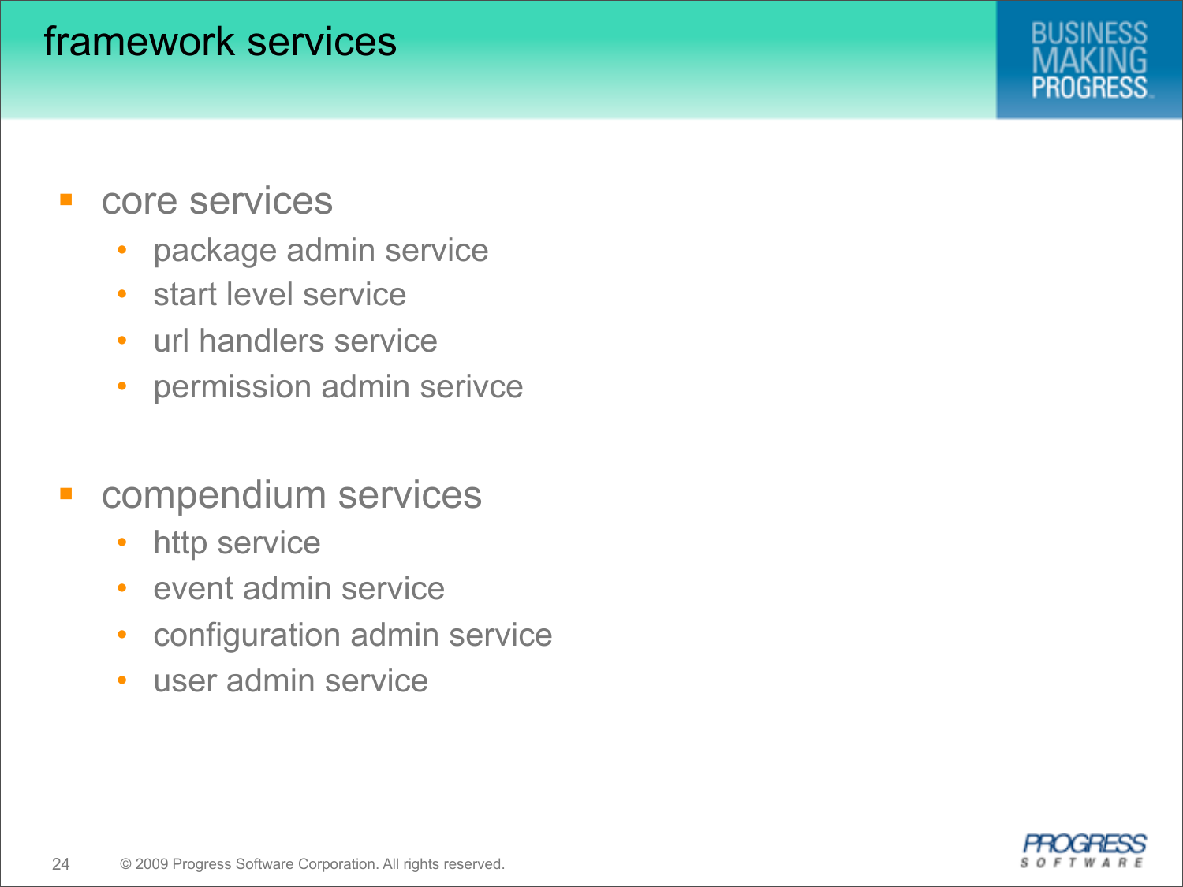# framework services

- core services
  - package admin service
  - start level service
  - url handlers service
  - permission admin serivce

- compendium services
  - http service
  - event admin service
  - configuration admin service
  - user admin service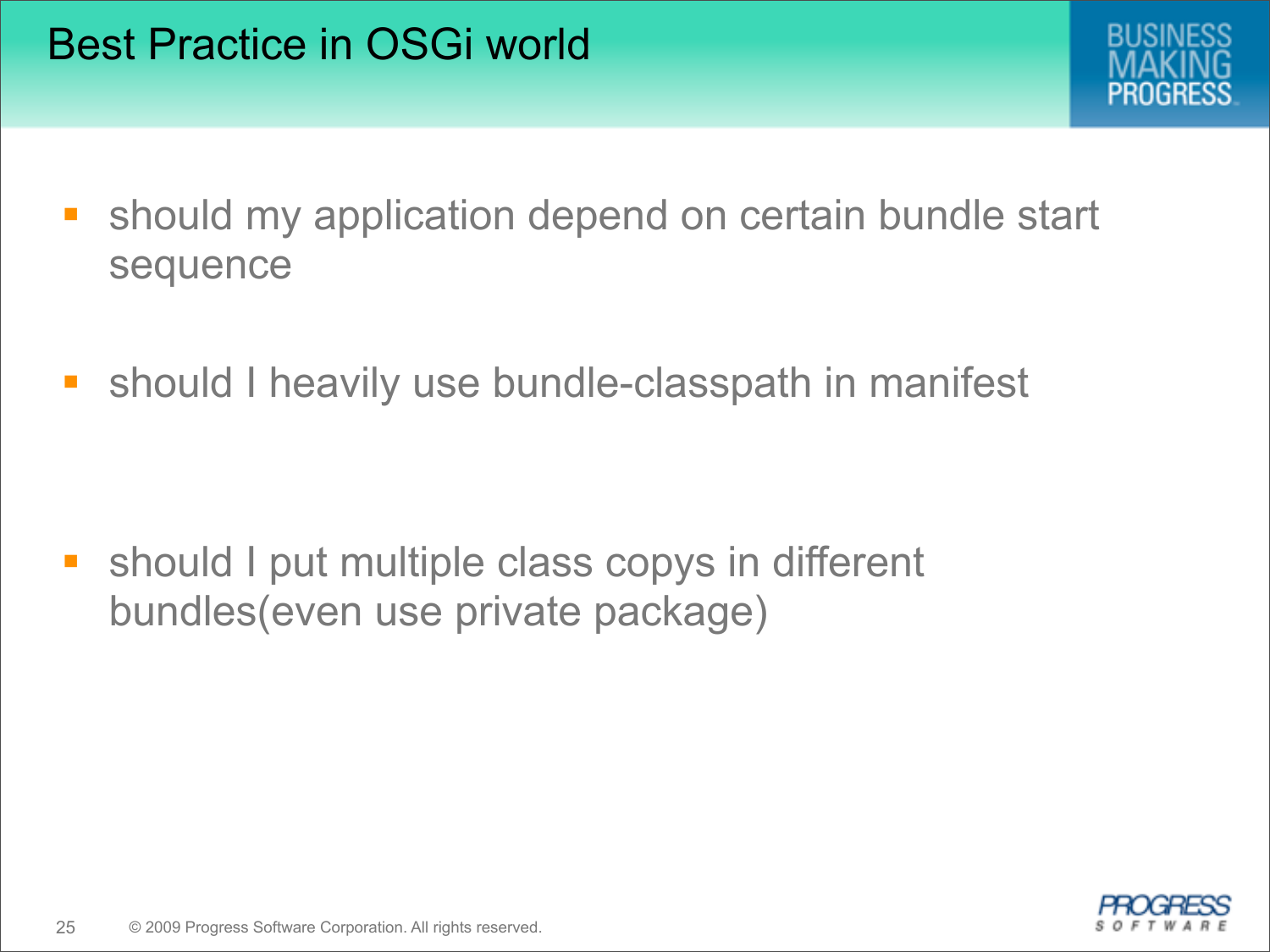# Best Practice in OSGi world

- should my application depend on certain bundle start sequence
- should I heavily use bundle-classpath in manifest
- should I put multiple class copys in different bundles(even use private package)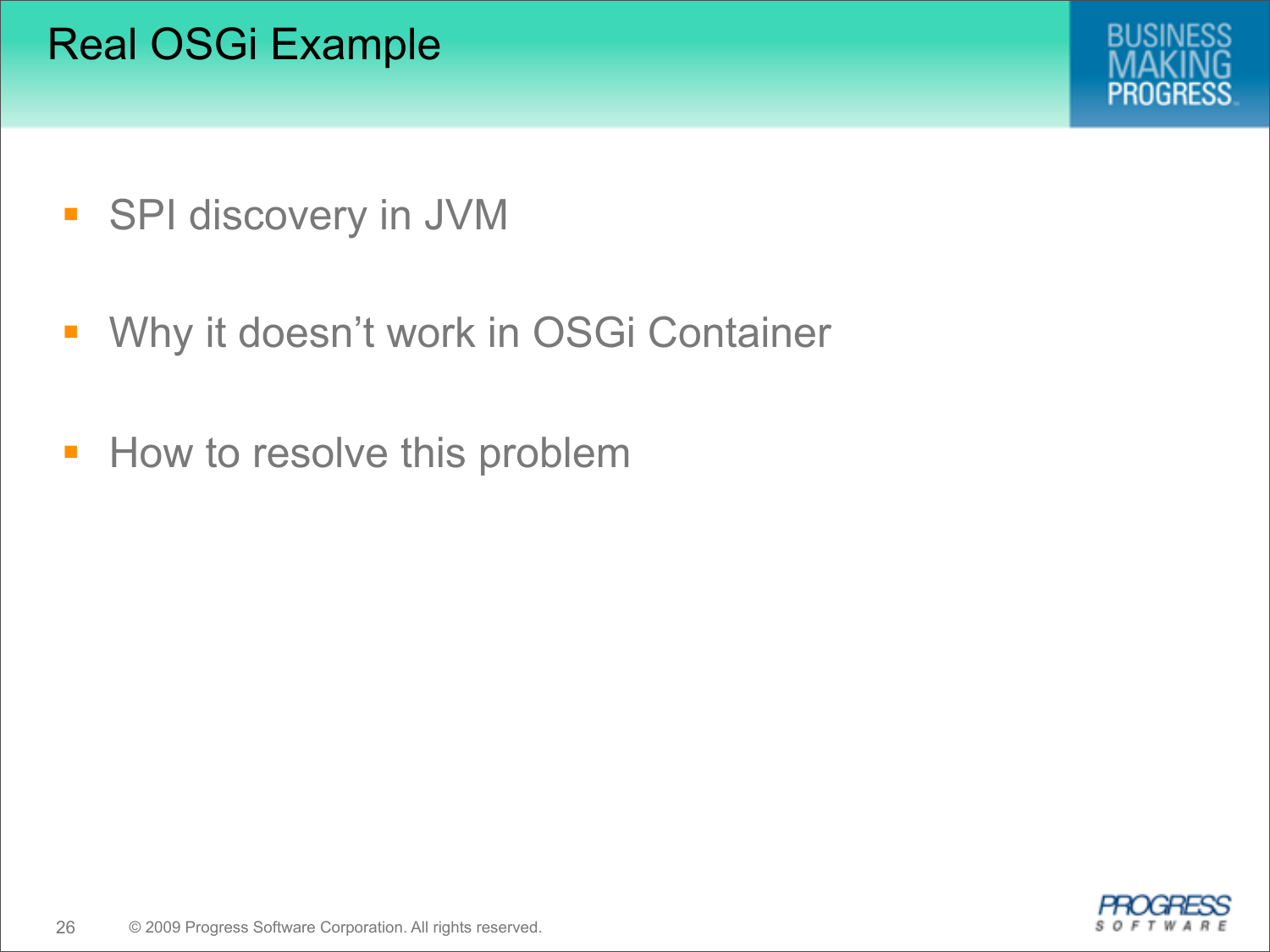# Real OSGi Example

- SPI discovery in JVM
- Why it doesn't work in OSGi Container
- How to resolve this problem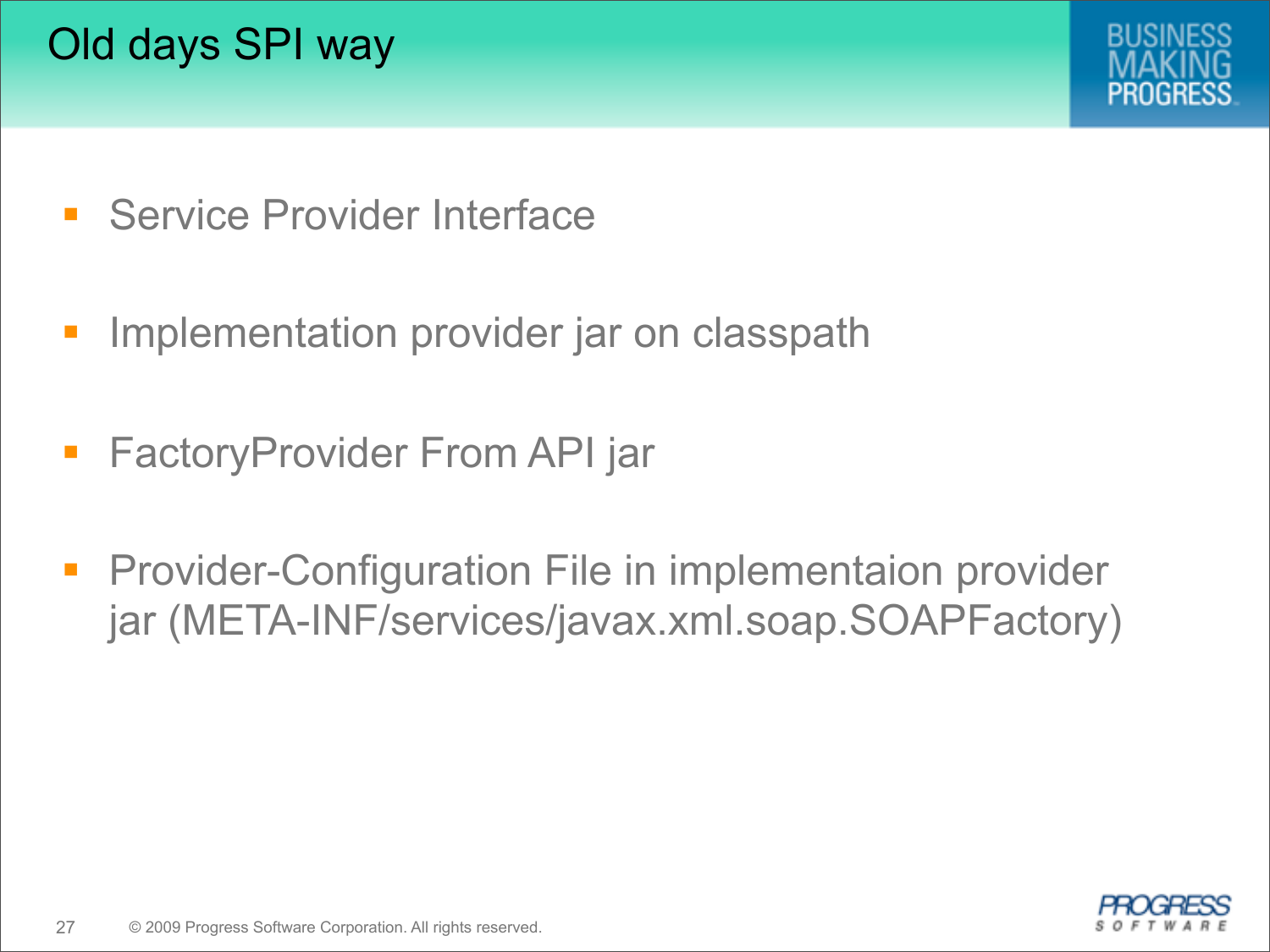# Old days SPI way

- Service Provider Interface
- Implementation provider jar on classpath
- FactoryProvider From API jar
- Provider-Configuration File in implementaion provider jar (META-INF/services/javax.xml.soap.SOAPFactory)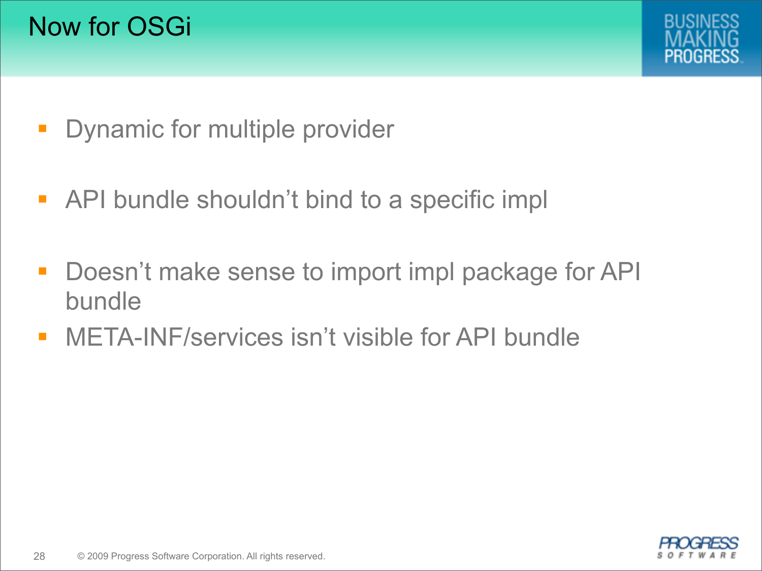# Now for OSGi

- Dynamic for multiple provider
- API bundle shouldn't bind to a specific impl
- Doesn't make sense to import impl package for API bundle
- META-INF/services isn't visible for API bundle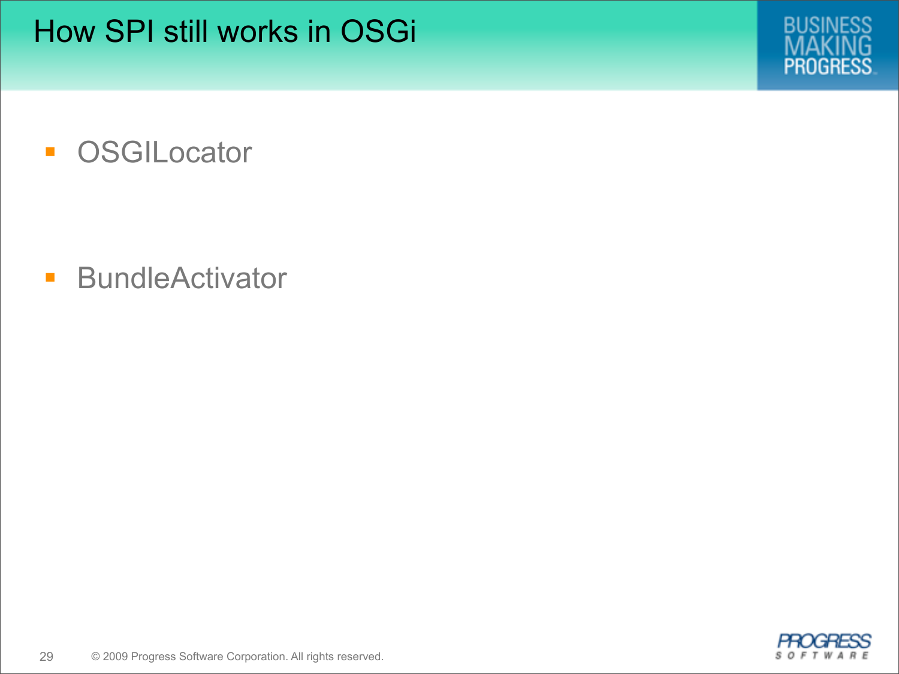# How SPI still works in OSGi

- OSGILocator

- BundleActivator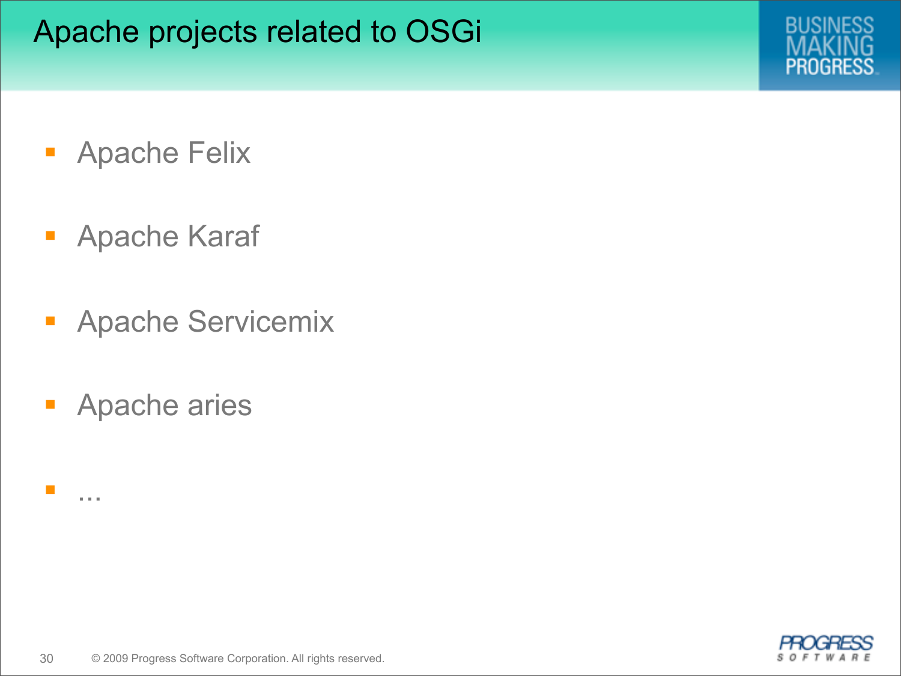# Apache projects related to OSGi

- Apache Felix
- Apache Karaf
- Apache Servicemix
- Apache aries
- ...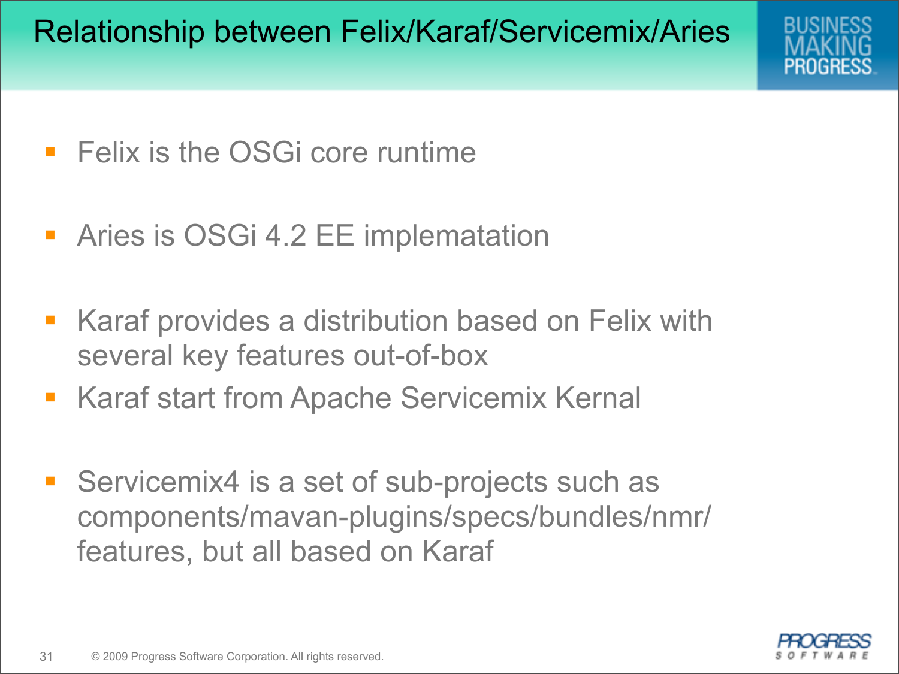# Relationship between Felix/Karaf/Servicemix/Aries

- Felix is the OSGi core runtime

- Aries is OSGi 4.2 EE implematation

- Karaf provides a distribution based on Felix with several key features out-of-box
- Karaf start from Apache Servicemix Kernal

- Servicemix4 is a set of sub-projects such as components/mavan-plugins/specs/bundles/nmr/features, but all based on Karaf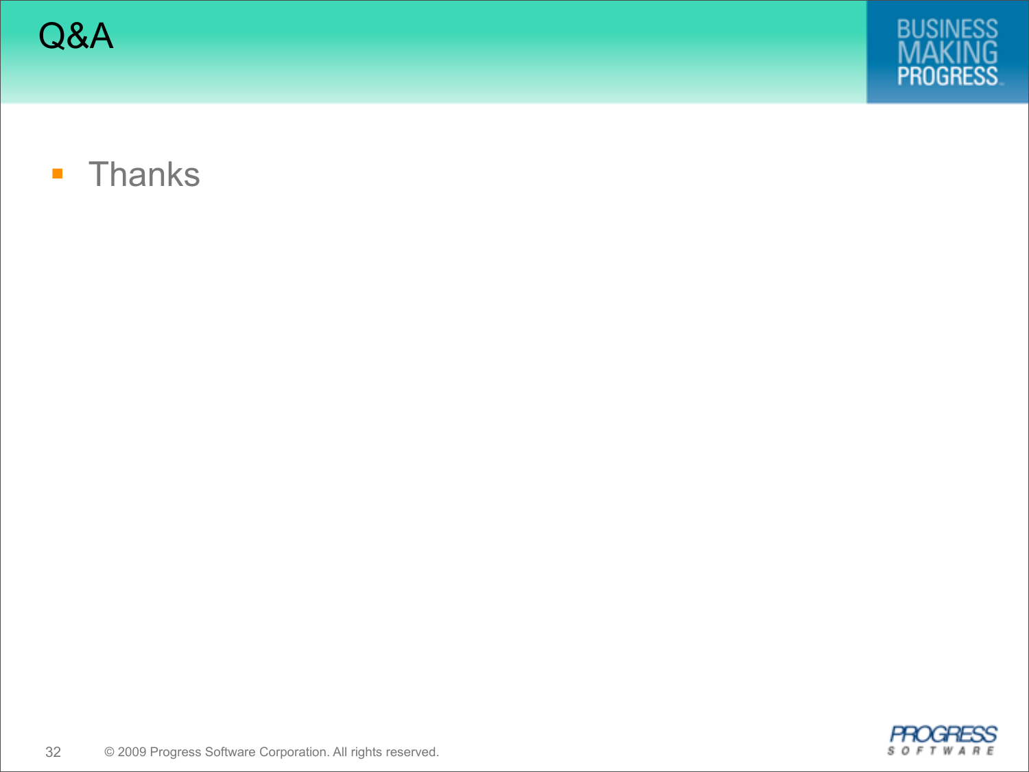# Q&A

- Thanks